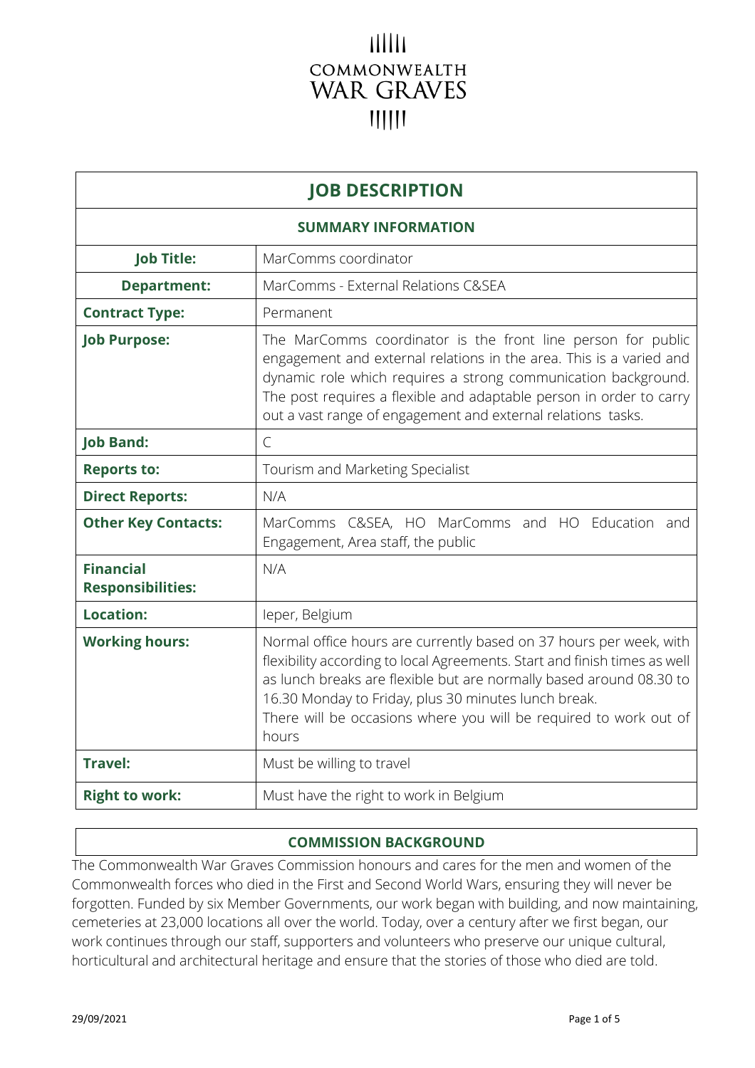COMMONWEALTH WAR GRAVES

# JOB DESCRIPTION

## SUMMARY INFORMATION

| | |
|---|---|
| **Job Title:** | MarComms coordinator |
| **Department:** | MarComms - External Relations C&SEA |
| **Contract Type:** | Permanent |
| **Job Purpose:** | The MarComms coordinator is the front line person for public engagement and external relations in the area. This is a varied and dynamic role which requires a strong communication background. The post requires a flexible and adaptable person in order to carry out a vast range of engagement and external relations tasks. |
| **Job Band:** | C |
| **Reports to:** | Tourism and Marketing Specialist |
| **Direct Reports:** | N/A |
| **Other Key Contacts:** | MarComms C&SEA, HO MarComms and HO Education and Engagement, Area staff, the public |
| **Financial Responsibilities:** | N/A |
| **Location:** | Ieper, Belgium |
| **Working hours:** | Normal office hours are currently based on 37 hours per week, with flexibility according to local Agreements. Start and finish times as well as lunch breaks are flexible but are normally based around 08.30 to 16.30 Monday to Friday, plus 30 minutes lunch break. There will be occasions where you will be required to work out of hours |
| **Travel:** | Must be willing to travel |
| **Right to work:** | Must have the right to work in Belgium |

## COMMISSION BACKGROUND

The Commonwealth War Graves Commission honours and cares for the men and women of the Commonwealth forces who died in the First and Second World Wars, ensuring they will never be forgotten. Funded by six Member Governments, our work began with building, and now maintaining, cemeteries at 23,000 locations all over the world. Today, over a century after we first began, our work continues through our staff, supporters and volunteers who preserve our unique cultural, horticultural and architectural heritage and ensure that the stories of those who died are told.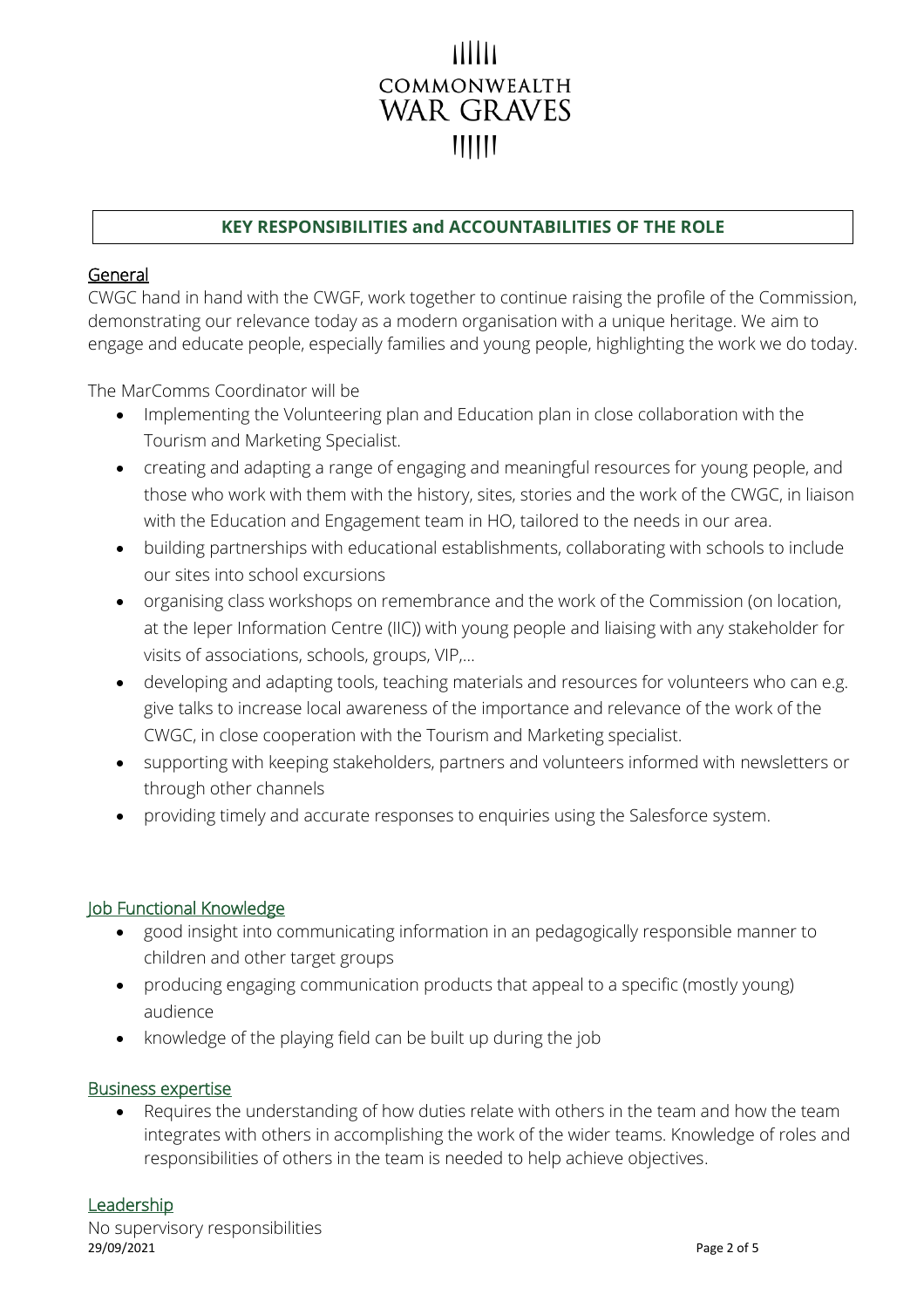## KEY RESPONSIBILITIES and ACCOUNTABILITIES OF THE ROLE

### General

CWGC hand in hand with the CWGF, work together to continue raising the profile of the Commission, demonstrating our relevance today as a modern organisation with a unique heritage. We aim to engage and educate people, especially families and young people, highlighting the work we do today.

The MarComms Coordinator will be

- Implementing the Volunteering plan and Education plan in close collaboration with the Tourism and Marketing Specialist.
- creating and adapting a range of engaging and meaningful resources for young people, and those who work with them with the history, sites, stories and the work of the CWGC, in liaison with the Education and Engagement team in HO, tailored to the needs in our area.
- building partnerships with educational establishments, collaborating with schools to include our sites into school excursions
- organising class workshops on remembrance and the work of the Commission (on location, at the Ieper Information Centre (IIC)) with young people and liaising with any stakeholder for visits of associations, schools, groups, VIP,…
- developing and adapting tools, teaching materials and resources for volunteers who can e.g. give talks to increase local awareness of the importance and relevance of the work of the CWGC, in close cooperation with the Tourism and Marketing specialist.
- supporting with keeping stakeholders, partners and volunteers informed with newsletters or through other channels
- providing timely and accurate responses to enquiries using the Salesforce system.

### Job Functional Knowledge

- good insight into communicating information in an pedagogically responsible manner to children and other target groups
- producing engaging communication products that appeal to a specific (mostly young) audience
- knowledge of the playing field can be built up during the job

### Business expertise

- Requires the understanding of how duties relate with others in the team and how the team integrates with others in accomplishing the work of the wider teams. Knowledge of roles and responsibilities of others in the team is needed to help achieve objectives.

### Leadership

No supervisory responsibilities

29/09/2021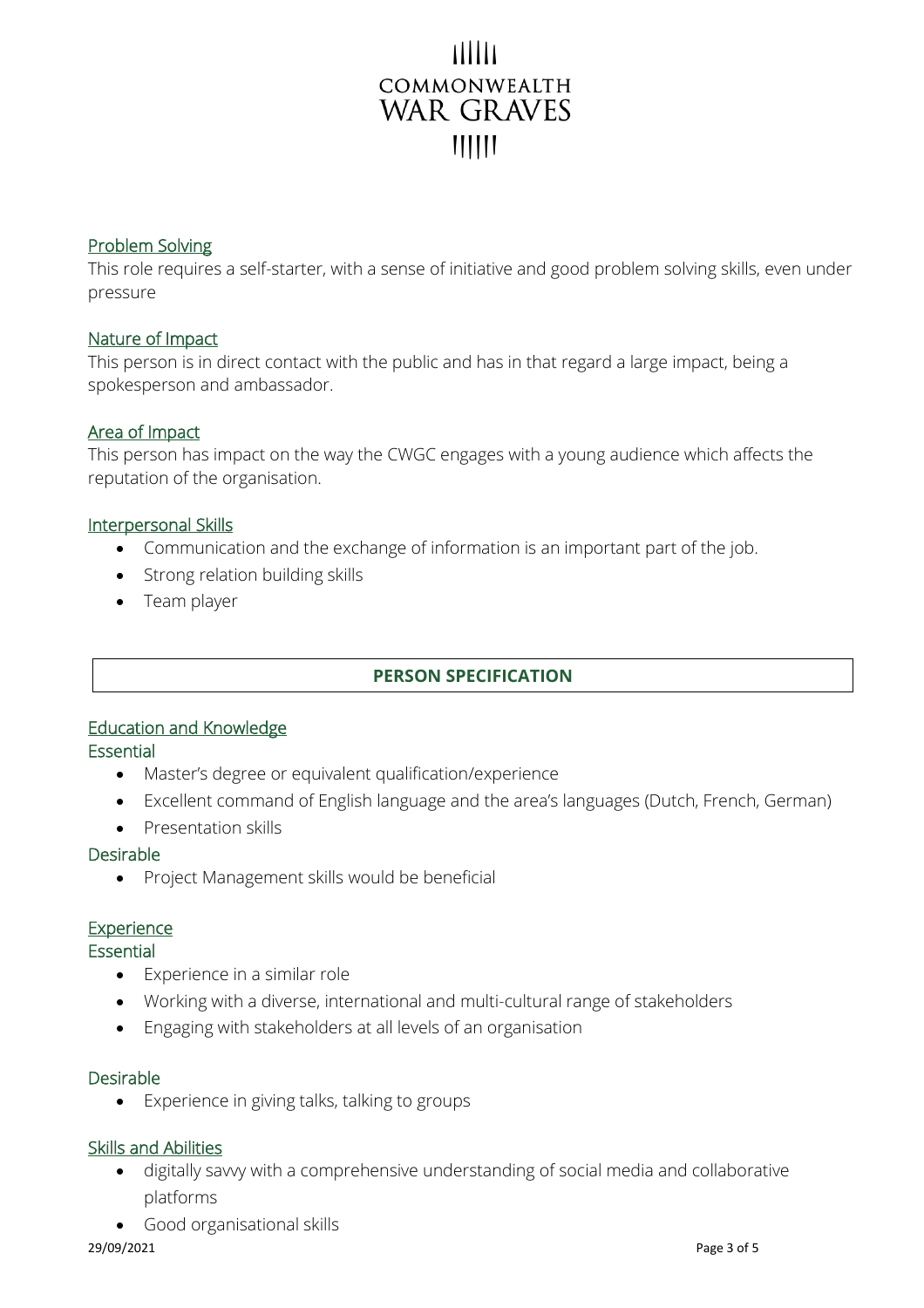### Problem Solving

This role requires a self-starter, with a sense of initiative and good problem solving skills, even under pressure

### Nature of Impact

This person is in direct contact with the public and has in that regard a large impact, being a spokesperson and ambassador.

### Area of Impact

This person has impact on the way the CWGC engages with a young audience which affects the reputation of the organisation.

### Interpersonal Skills

- Communication and the exchange of information is an important part of the job.
- Strong relation building skills
- Team player

## PERSON SPECIFICATION

### Education and Knowledge

**Essential**

- Master's degree or equivalent qualification/experience
- Excellent command of English language and the area's languages (Dutch, French, German)
- Presentation skills

**Desirable**

- Project Management skills would be beneficial

### Experience

**Essential**

- Experience in a similar role
- Working with a diverse, international and multi-cultural range of stakeholders
- Engaging with stakeholders at all levels of an organisation

**Desirable**

- Experience in giving talks, talking to groups

### Skills and Abilities

- digitally savvy with a comprehensive understanding of social media and collaborative platforms
- Good organisational skills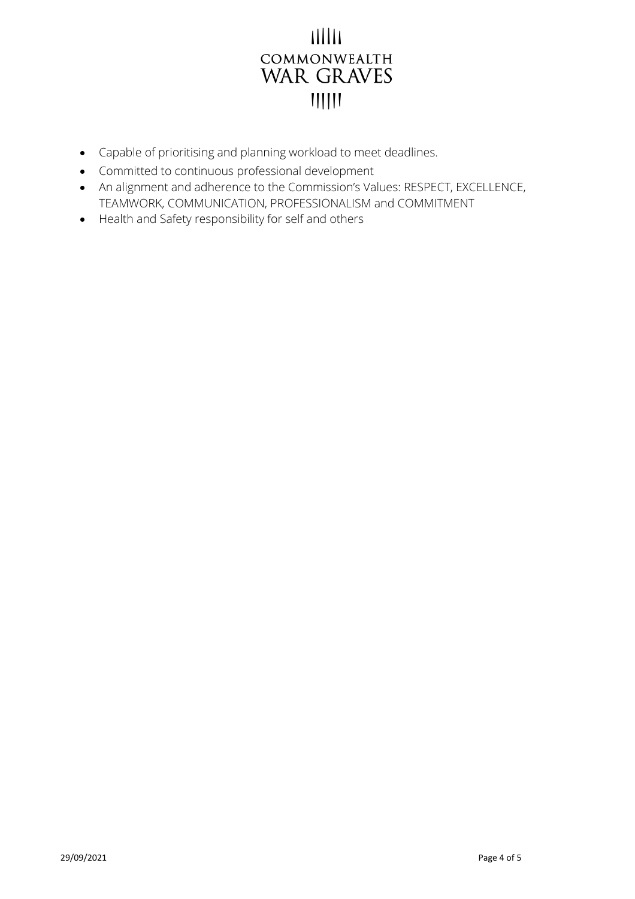- Capable of prioritising and planning workload to meet deadlines.
- Committed to continuous professional development
- An alignment and adherence to the Commission's Values: RESPECT, EXCELLENCE, TEAMWORK, COMMUNICATION, PROFESSIONALISM and COMMITMENT
- Health and Safety responsibility for self and others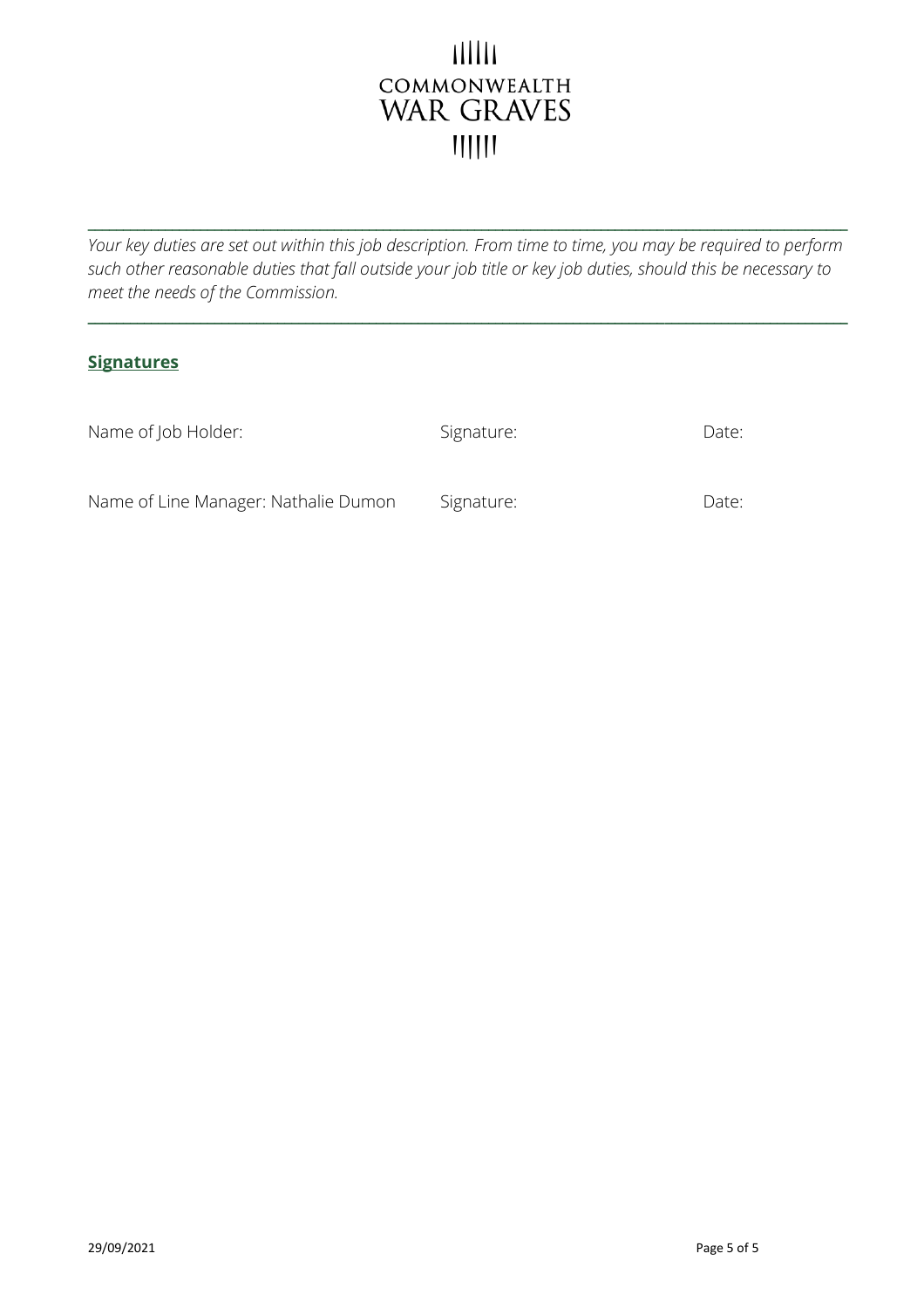*Your key duties are set out within this job description. From time to time, you may be required to perform such other reasonable duties that fall outside your job title or key job duties, should this be necessary to meet the needs of the Commission.*

## Signatures

| | | |
|---|---|---|
| Name of Job Holder: | Signature: | Date: |
| Name of Line Manager: Nathalie Dumon | Signature: | Date: |